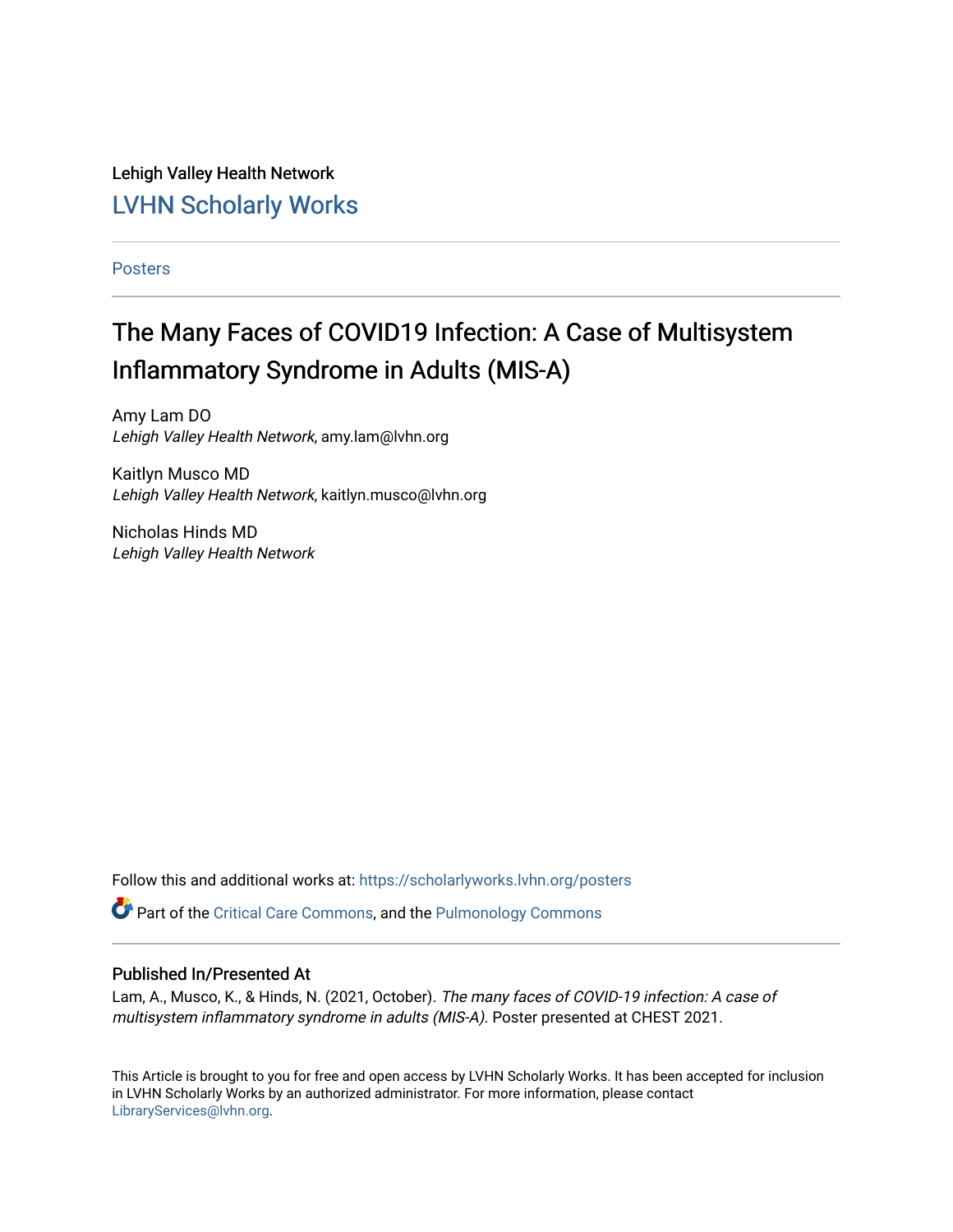Lehigh Valley Health Network

LVHN Scholarly Works

Posters

# The Many Faces of COVID19 Infection: A Case of Multisystem Inflammatory Syndrome in Adults (MIS-A)

Amy Lam DO
*Lehigh Valley Health Network*, amy.lam@lvhn.org

Kaitlyn Musco MD
*Lehigh Valley Health Network*, kaitlyn.musco@lvhn.org

Nicholas Hinds MD
*Lehigh Valley Health Network*

Follow this and additional works at: https://scholarlyworks.lvhn.org/posters

Part of the Critical Care Commons, and the Pulmonology Commons

## Published In/Presented At

Lam, A., Musco, K., & Hinds, N. (2021, October). *The many faces of COVID-19 infection: A case of multisystem inflammatory syndrome in adults (MIS-A).* Poster presented at CHEST 2021.

This Article is brought to you for free and open access by LVHN Scholarly Works. It has been accepted for inclusion in LVHN Scholarly Works by an authorized administrator. For more information, please contact LibraryServices@lvhn.org.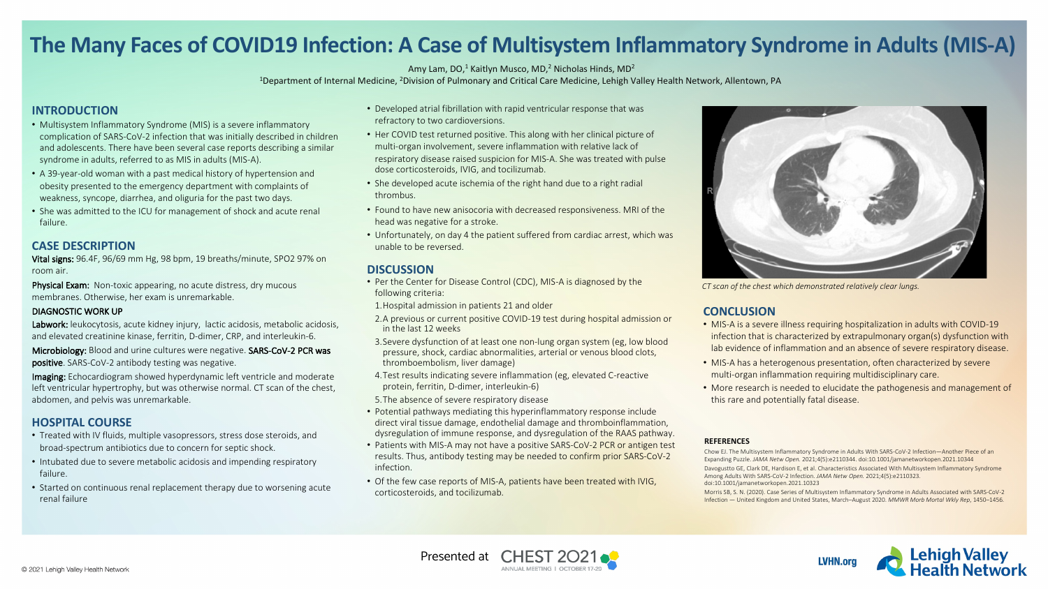# The Many Faces of COVID19 Infection: A Case of Multisystem Inflammatory Syndrome in Adults (MIS-A)

Amy Lam, DO,[1] Kaitlyn Musco, MD,[2] Nicholas Hinds, MD[2]

[1]Department of Internal Medicine, [2]Division of Pulmonary and Critical Care Medicine, Lehigh Valley Health Network, Allentown, PA

## INTRODUCTION

- Multisystem Inflammatory Syndrome (MIS) is a severe inflammatory complication of SARS-CoV-2 infection that was initially described in children and adolescents. There have been several case reports describing a similar syndrome in adults, referred to as MIS in adults (MIS-A).
- A 39-year-old woman with a past medical history of hypertension and obesity presented to the emergency department with complaints of weakness, syncope, diarrhea, and oliguria for the past two days.
- She was admitted to the ICU for management of shock and acute renal failure.

## CASE DESCRIPTION

**Vital signs:** 96.4F, 96/69 mm Hg, 98 bpm, 19 breaths/minute, SPO2 97% on room air.

**Physical Exam:** Non-toxic appearing, no acute distress, dry mucous membranes. Otherwise, her exam is unremarkable.

### DIAGNOSTIC WORK UP

**Labwork:** leukocytosis, acute kidney injury, lactic acidosis, metabolic acidosis, and elevated creatinine kinase, ferritin, D-dimer, CRP, and interleukin-6.

**Microbiology:** Blood and urine cultures were negative. **SARS-CoV-2 PCR was positive**. SARS-CoV-2 antibody testing was negative.

**Imaging:** Echocardiogram showed hyperdynamic left ventricle and moderate left ventricular hypertrophy, but was otherwise normal. CT scan of the chest, abdomen, and pelvis was unremarkable.

## HOSPITAL COURSE

- Treated with IV fluids, multiple vasopressors, stress dose steroids, and broad-spectrum antibiotics due to concern for septic shock.
- Intubated due to severe metabolic acidosis and impending respiratory failure.
- Started on continuous renal replacement therapy due to worsening acute renal failure
- Developed atrial fibrillation with rapid ventricular response that was refractory to two cardioversions.
- Her COVID test returned positive. This along with her clinical picture of multi-organ involvement, severe inflammation with relative lack of respiratory disease raised suspicion for MIS-A. She was treated with pulse dose corticosteroids, IVIG, and tocilizumab.
- She developed acute ischemia of the right hand due to a right radial thrombus.
- Found to have new anisocoria with decreased responsiveness. MRI of the head was negative for a stroke.
- Unfortunately, on day 4 the patient suffered from cardiac arrest, which was unable to be reversed.

## DISCUSSION

- Per the Center for Disease Control (CDC), MIS-A is diagnosed by the following criteria:
  1. Hospital admission in patients 21 and older
  2. A previous or current positive COVID-19 test during hospital admission or in the last 12 weeks
  3. Severe dysfunction of at least one non-lung organ system (eg, low blood pressure, shock, cardiac abnormalities, arterial or venous blood clots, thromboembolism, liver damage)
  4. Test results indicating severe inflammation (eg, elevated C-reactive protein, ferritin, D-dimer, interleukin-6)
  5. The absence of severe respiratory disease
- Potential pathways mediating this hyperinflammatory response include direct viral tissue damage, endothelial damage and thromboinflammation, dysregulation of immune response, and dysregulation of the RAAS pathway.
- Patients with MIS-A may not have a positive SARS-CoV-2 PCR or antigen test results. Thus, antibody testing may be needed to confirm prior SARS-CoV-2 infection.
- Of the few case reports of MIS-A, patients have been treated with IVIG, corticosteroids, and tocilizumab.

*CT scan of the chest which demonstrated relatively clear lungs.*

## CONCLUSION

- MIS-A is a severe illness requiring hospitalization in adults with COVID-19 infection that is characterized by extrapulmonary organ(s) dysfunction with lab evidence of inflammation and an absence of severe respiratory disease.
- MIS-A has a heterogenous presentation, often characterized by severe multi-organ inflammation requiring multidisciplinary care.
- More research is needed to elucidate the pathogenesis and management of this rare and potentially fatal disease.

### REFERENCES

Chow EJ. The Multisystem Inflammatory Syndrome in Adults With SARS-CoV-2 Infection—Another Piece of an Expanding Puzzle. *JAMA Netw Open.* 2021;4(5):e2110344. doi:10.1001/jamanetworkopen.2021.10344

Davogustto GE, Clark DE, Hardison E, et al. Characteristics Associated With Multisystem Inflammatory Syndrome Among Adults With SARS-CoV-2 Infection. *JAMA Netw Open.* 2021;4(5):e2110323. doi:10.1001/jamanetworkopen.2021.10323

Morris SB, S. N. (2020). Case Series of Multisystem Inflammatory Syndrome in Adults Associated with SARS-CoV-2 Infection — United Kingdom and United States, March–August 2020. *MMWR Morb Mortal Wkly Rep*, 1450–1456.

Presented at CHEST 2021 ANNUAL MEETING | OCTOBER 17-20

LVHN.org

© 2021 Lehigh Valley Health Network